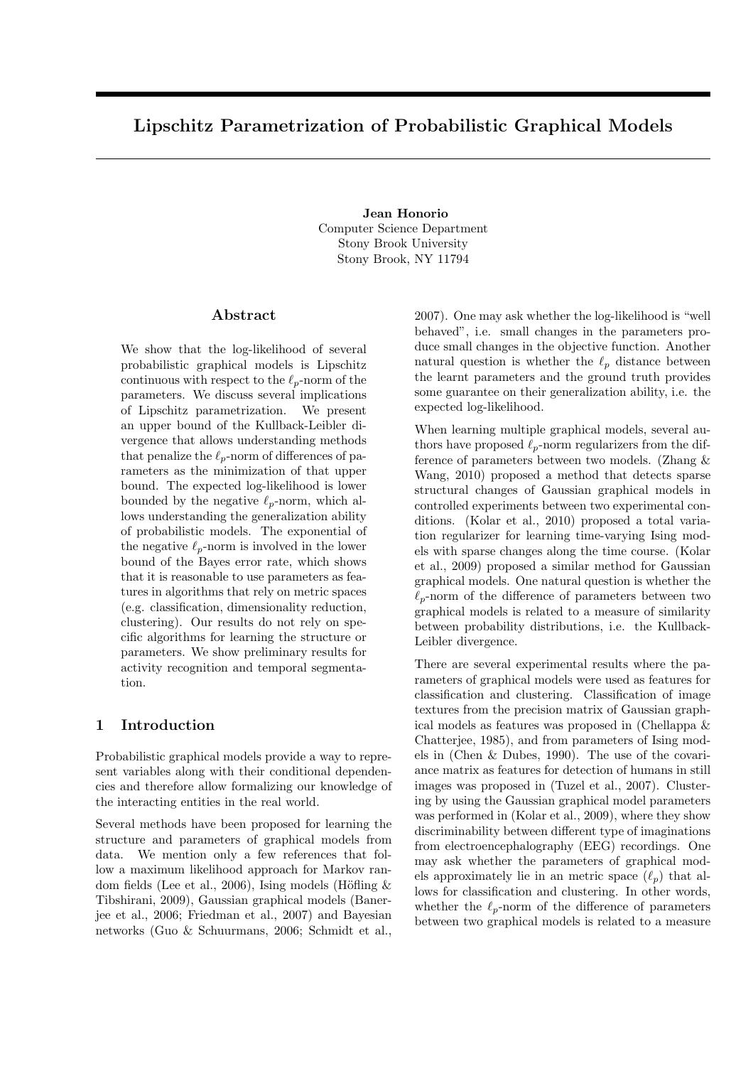# Lipschitz Parametrization of Probabilistic Graphical Models

**Jean Honorio**
Computer Science Department
Stony Brook University
Stony Brook, NY 11794

## Abstract

We show that the log-likelihood of several probabilistic graphical models is Lipschitz continuous with respect to the $\ell_p$-norm of the parameters. We discuss several implications of Lipschitz parametrization. We present an upper bound of the Kullback-Leibler divergence that allows understanding methods that penalize the $\ell_p$-norm of differences of parameters as the minimization of that upper bound. The expected log-likelihood is lower bounded by the negative $\ell_p$-norm, which allows understanding the generalization ability of probabilistic models. The exponential of the negative $\ell_p$-norm is involved in the lower bound of the Bayes error rate, which shows that it is reasonable to use parameters as features in algorithms that rely on metric spaces (e.g. classification, dimensionality reduction, clustering). Our results do not rely on specific algorithms for learning the structure or parameters. We show preliminary results for activity recognition and temporal segmentation.

## 1 Introduction

Probabilistic graphical models provide a way to represent variables along with their conditional dependencies and therefore allow formalizing our knowledge of the interacting entities in the real world.

Several methods have been proposed for learning the structure and parameters of graphical models from data. We mention only a few references that follow a maximum likelihood approach for Markov random fields (Lee et al., 2006), Ising models (Höfling & Tibshirani, 2009), Gaussian graphical models (Banerjee et al., 2006; Friedman et al., 2007) and Bayesian networks (Guo & Schuurmans, 2006; Schmidt et al., 2007). One may ask whether the log-likelihood is "well behaved", i.e. small changes in the parameters produce small changes in the objective function. Another natural question is whether the $\ell_p$ distance between the learnt parameters and the ground truth provides some guarantee on their generalization ability, i.e. the expected log-likelihood.

When learning multiple graphical models, several authors have proposed $\ell_p$-norm regularizers from the difference of parameters between two models. (Zhang & Wang, 2010) proposed a method that detects sparse structural changes of Gaussian graphical models in controlled experiments between two experimental conditions. (Kolar et al., 2010) proposed a total variation regularizer for learning time-varying Ising models with sparse changes along the time course. (Kolar et al., 2009) proposed a similar method for Gaussian graphical models. One natural question is whether the $\ell_p$-norm of the difference of parameters between two graphical models is related to a measure of similarity between probability distributions, i.e. the Kullback-Leibler divergence.

There are several experimental results where the parameters of graphical models were used as features for classification and clustering. Classification of image textures from the precision matrix of Gaussian graphical models as features was proposed in (Chellappa & Chatterjee, 1985), and from parameters of Ising models in (Chen & Dubes, 1990). The use of the covariance matrix as features for detection of humans in still images was proposed in (Tuzel et al., 2007). Clustering by using the Gaussian graphical model parameters was performed in (Kolar et al., 2009), where they show discriminability between different type of imaginations from electroencephalography (EEG) recordings. One may ask whether the parameters of graphical models approximately lie in an metric space ($\ell_p$) that allows for classification and clustering. In other words, whether the $\ell_p$-norm of the difference of parameters between two graphical models is related to a measure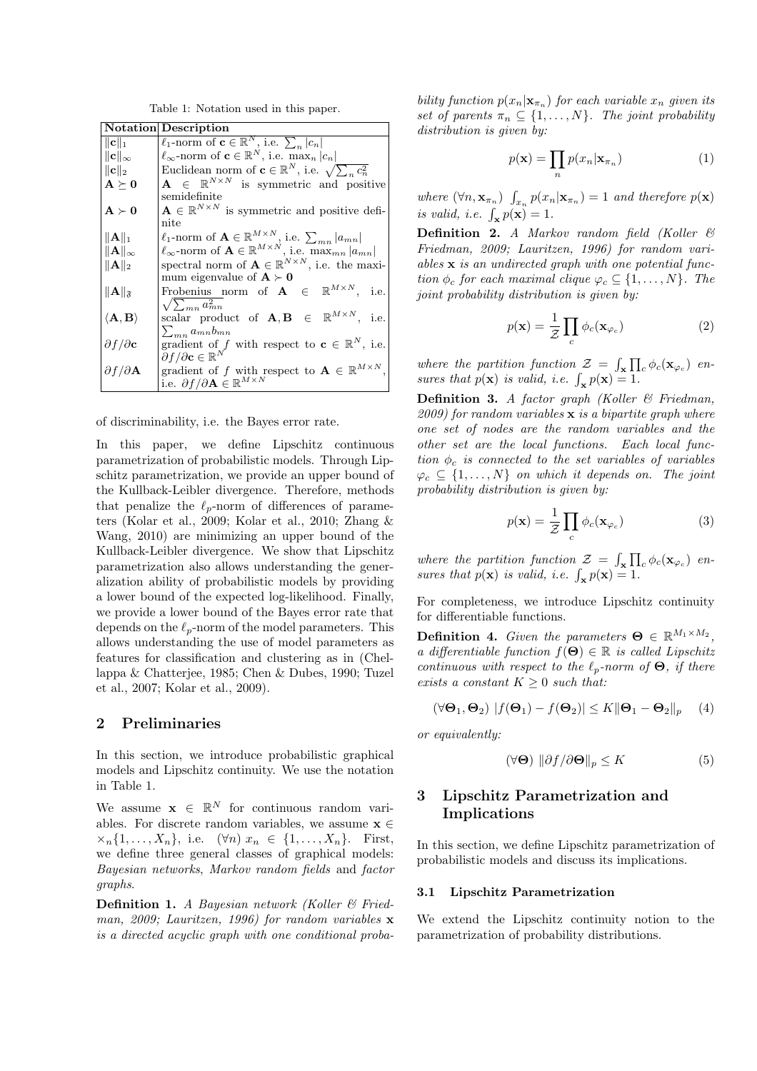Table 1: Notation used in this paper.

| Notation | Description |
|---|---|
| $\|\mathbf{c}\|_1$ | $\ell_1$-norm of $\mathbf{c} \in \mathbb{R}^N$, i.e. $\sum_n \lvert c_n \rvert$ |
| $\|\mathbf{c}\|_\infty$ | $\ell_\infty$-norm of $\mathbf{c} \in \mathbb{R}^N$, i.e. $\max_n \lvert c_n \rvert$ |
| $\|\mathbf{c}\|_2$ | Euclidean norm of $\mathbf{c} \in \mathbb{R}^N$, i.e. $\sqrt{\sum_n c_n^2}$ |
| $\mathbf{A} \succeq \mathbf{0}$ | $\mathbf{A} \in \mathbb{R}^{N \times N}$ is symmetric and positive semidefinite |
| $\mathbf{A} \succ \mathbf{0}$ | $\mathbf{A} \in \mathbb{R}^{N \times N}$ is symmetric and positive definite |
| $\|\mathbf{A}\|_1$ | $\ell_1$-norm of $\mathbf{A} \in \mathbb{R}^{M \times N}$, i.e. $\sum_{mn} \lvert a_{mn} \rvert$ |
| $\|\mathbf{A}\|_\infty$ | $\ell_\infty$-norm of $\mathbf{A} \in \mathbb{R}^{M \times N}$, i.e. $\max_{mn} \lvert a_{mn} \rvert$ |
| $\|\mathbf{A}\|_2$ | spectral norm of $\mathbf{A} \in \mathbb{R}^{N \times N}$, i.e. the maximum eigenvalue of $\mathbf{A} \succ \mathbf{0}$ |
| $\|\mathbf{A}\|_\mathfrak{F}$ | Frobenius norm of $\mathbf{A} \in \mathbb{R}^{M \times N}$, i.e. $\sqrt{\sum_{mn} a_{mn}^2}$ |
| $\langle \mathbf{A}, \mathbf{B} \rangle$ | scalar product of $\mathbf{A}, \mathbf{B} \in \mathbb{R}^{M \times N}$, i.e. $\sum_{mn} a_{mn} b_{mn}$ |
| $\partial f / \partial \mathbf{c}$ | gradient of $f$ with respect to $\mathbf{c} \in \mathbb{R}^N$, i.e. $\partial f / \partial \mathbf{c} \in \mathbb{R}^N$ |
| $\partial f / \partial \mathbf{A}$ | gradient of $f$ with respect to $\mathbf{A} \in \mathbb{R}^{M \times N}$, i.e. $\partial f / \partial \mathbf{A} \in \mathbb{R}^{M \times N}$ |

of discriminability, i.e. the Bayes error rate.

In this paper, we define Lipschitz continuous parametrization of probabilistic models. Through Lipschitz parametrization, we provide an upper bound of the Kullback-Leibler divergence. Therefore, methods that penalize the $\ell_p$-norm of differences of parameters (Kolar et al., 2009; Kolar et al., 2010; Zhang & Wang, 2010) are minimizing an upper bound of the Kullback-Leibler divergence. We show that Lipschitz parametrization also allows understanding the generalization ability of probabilistic models by providing a lower bound of the expected log-likelihood. Finally, we provide a lower bound of the Bayes error rate that depends on the $\ell_p$-norm of the model parameters. This allows understanding the use of model parameters as features for classification and clustering as in (Chellappa & Chatterjee, 1985; Chen & Dubes, 1990; Tuzel et al., 2007; Kolar et al., 2009).

## 2 Preliminaries

In this section, we introduce probabilistic graphical models and Lipschitz continuity. We use the notation in Table 1.

We assume $\mathbf{x} \in \mathbb{R}^N$ for continuous random variables. For discrete random variables, we assume $\mathbf{x} \in \times_n \{1, \dots, X_n\}$, i.e. $(\forall n)\ x_n \in \{1, \dots, X_n\}$. First, we define three general classes of graphical models: *Bayesian networks*, *Markov random fields* and *factor graphs*.

**Definition 1.** *A Bayesian network (Koller & Friedman, 2009; Lauritzen, 1996) for random variables $\mathbf{x}$ is a directed acyclic graph with one conditional probability function $p(x_n|\mathbf{x}_{\pi_n})$ for each variable $x_n$ given its set of parents $\pi_n \subseteq \{1, \dots, N\}$. The joint probability distribution is given by:*

$$p(\mathbf{x}) = \prod_n p(x_n|\mathbf{x}_{\pi_n}) \tag{1}$$

*where $(\forall n, \mathbf{x}_{\pi_n})\ \int_{x_n} p(x_n|\mathbf{x}_{\pi_n}) = 1$ and therefore $p(\mathbf{x})$ is valid, i.e. $\int_\mathbf{x} p(\mathbf{x}) = 1$.*

**Definition 2.** *A Markov random field (Koller & Friedman, 2009; Lauritzen, 1996) for random variables $\mathbf{x}$ is an undirected graph with one potential function $\phi_c$ for each maximal clique $\varphi_c \subseteq \{1, \dots, N\}$. The joint probability distribution is given by:*

$$p(\mathbf{x}) = \frac{1}{\mathcal{Z}} \prod_c \phi_c(\mathbf{x}_{\varphi_c}) \tag{2}$$

*where the partition function $\mathcal{Z} = \int_\mathbf{x} \prod_c \phi_c(\mathbf{x}_{\varphi_c})$ ensures that $p(\mathbf{x})$ is valid, i.e. $\int_\mathbf{x} p(\mathbf{x}) = 1$.*

**Definition 3.** *A factor graph (Koller & Friedman, 2009) for random variables $\mathbf{x}$ is a bipartite graph where one set of nodes are the random variables and the other set are the local functions. Each local function $\phi_c$ is connected to the set variables of variables $\varphi_c \subseteq \{1, \dots, N\}$ on which it depends on. The joint probability distribution is given by:*

$$p(\mathbf{x}) = \frac{1}{\mathcal{Z}} \prod_c \phi_c(\mathbf{x}_{\varphi_c}) \tag{3}$$

*where the partition function $\mathcal{Z} = \int_\mathbf{x} \prod_c \phi_c(\mathbf{x}_{\varphi_c})$ ensures that $p(\mathbf{x})$ is valid, i.e. $\int_\mathbf{x} p(\mathbf{x}) = 1$.*

For completeness, we introduce Lipschitz continuity for differentiable functions.

**Definition 4.** *Given the parameters $\mathbf{\Theta} \in \mathbb{R}^{M_1 \times M_2}$, a differentiable function $f(\mathbf{\Theta}) \in \mathbb{R}$ is called Lipschitz continuous with respect to the $\ell_p$-norm of $\mathbf{\Theta}$, if there exists a constant $K \geq 0$ such that:*

$$(\forall \mathbf{\Theta}_1, \mathbf{\Theta}_2)\ |f(\mathbf{\Theta}_1) - f(\mathbf{\Theta}_2)| \leq K \|\mathbf{\Theta}_1 - \mathbf{\Theta}_2\|_p \tag{4}$$

*or equivalently:*

$$(\forall \mathbf{\Theta})\ \|\partial f / \partial \mathbf{\Theta}\|_p \leq K \tag{5}$$

## 3 Lipschitz Parametrization and Implications

In this section, we define Lipschitz parametrization of probabilistic models and discuss its implications.

### 3.1 Lipschitz Parametrization

We extend the Lipschitz continuity notion to the parametrization of probability distributions.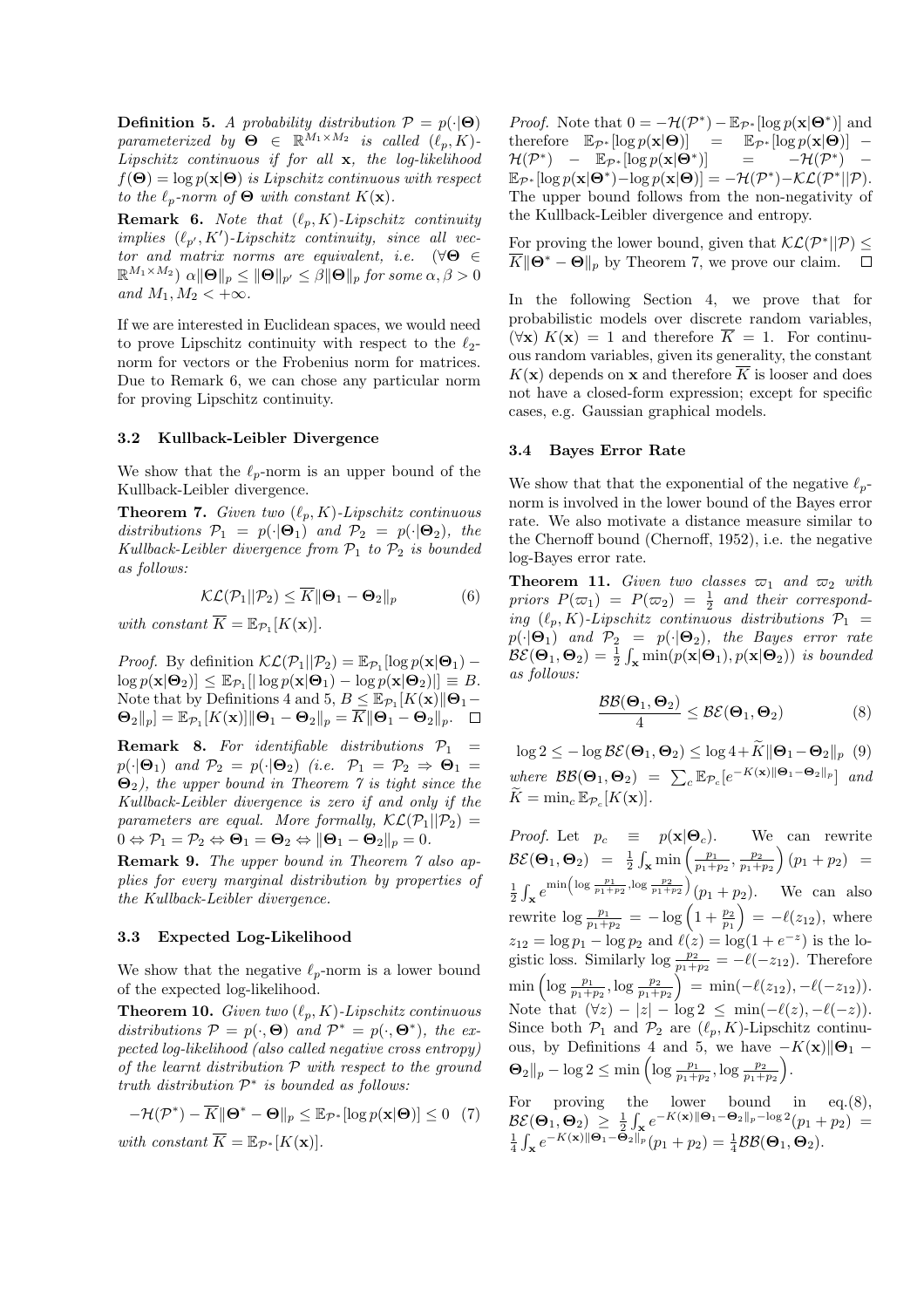**Definition 5.** *A probability distribution $\mathcal{P} = p(\cdot|\mathbf{\Theta})$ parameterized by $\mathbf{\Theta} \in \mathbb{R}^{M_1 \times M_2}$ is called $(\ell_p, K)$-Lipschitz continuous if for all $\mathbf{x}$, the log-likelihood $f(\mathbf{\Theta}) = \log p(\mathbf{x}|\mathbf{\Theta})$ is Lipschitz continuous with respect to the $\ell_p$-norm of $\mathbf{\Theta}$ with constant $K(\mathbf{x})$.*

**Remark 6.** *Note that $(\ell_p, K)$-Lipschitz continuity implies $(\ell_{p'}, K')$-Lipschitz continuity, since all vector and matrix norms are equivalent, i.e. $(\forall \mathbf{\Theta} \in \mathbb{R}^{M_1 \times M_2})$ $\alpha\|\mathbf{\Theta}\|_p \leq \|\mathbf{\Theta}\|_{p'} \leq \beta\|\mathbf{\Theta}\|_p$ for some $\alpha, \beta > 0$ and $M_1, M_2 < +\infty$.*

If we are interested in Euclidean spaces, we would need to prove Lipschitz continuity with respect to the $\ell_2$-norm for vectors or the Frobenius norm for matrices. Due to Remark 6, we can chose any particular norm for proving Lipschitz continuity.

### 3.2 Kullback-Leibler Divergence

We show that the $\ell_p$-norm is an upper bound of the Kullback-Leibler divergence.

**Theorem 7.** *Given two $(\ell_p, K)$-Lipschitz continuous distributions $\mathcal{P}_1 = p(\cdot|\mathbf{\Theta}_1)$ and $\mathcal{P}_2 = p(\cdot|\mathbf{\Theta}_2)$, the Kullback-Leibler divergence from $\mathcal{P}_1$ to $\mathcal{P}_2$ is bounded as follows:*

$$\mathcal{KL}(\mathcal{P}_1||\mathcal{P}_2) \leq \overline{K}\|\mathbf{\Theta}_1 - \mathbf{\Theta}_2\|_p \tag{6}$$

*with constant $\overline{K} = \mathbb{E}_{\mathcal{P}_1}[K(\mathbf{x})]$.*

*Proof.* By definition $\mathcal{KL}(\mathcal{P}_1||\mathcal{P}_2) = \mathbb{E}_{\mathcal{P}_1}[\log p(\mathbf{x}|\mathbf{\Theta}_1) - \log p(\mathbf{x}|\mathbf{\Theta}_2)] \leq \mathbb{E}_{\mathcal{P}_1}[|\log p(\mathbf{x}|\mathbf{\Theta}_1) - \log p(\mathbf{x}|\mathbf{\Theta}_2)|] \equiv B$. Note that by Definitions 4 and 5, $B \leq \mathbb{E}_{\mathcal{P}_1}[K(\mathbf{x})\|\mathbf{\Theta}_1 - \mathbf{\Theta}_2\|_p] = \mathbb{E}_{\mathcal{P}_1}[K(\mathbf{x})]\|\mathbf{\Theta}_1 - \mathbf{\Theta}_2\|_p = \overline{K}\|\mathbf{\Theta}_1 - \mathbf{\Theta}_2\|_p$. □

**Remark 8.** *For identifiable distributions $\mathcal{P}_1 = p(\cdot|\mathbf{\Theta}_1)$ and $\mathcal{P}_2 = p(\cdot|\mathbf{\Theta}_2)$ (i.e. $\mathcal{P}_1 = \mathcal{P}_2 \Rightarrow \mathbf{\Theta}_1 = \mathbf{\Theta}_2$), the upper bound in Theorem 7 is tight since the Kullback-Leibler divergence is zero if and only if the parameters are equal. More formally, $\mathcal{KL}(\mathcal{P}_1||\mathcal{P}_2) = 0 \Leftrightarrow \mathcal{P}_1 = \mathcal{P}_2 \Leftrightarrow \mathbf{\Theta}_1 = \mathbf{\Theta}_2 \Leftrightarrow \|\mathbf{\Theta}_1 - \mathbf{\Theta}_2\|_p = 0$.*

**Remark 9.** *The upper bound in Theorem 7 also applies for every marginal distribution by properties of the Kullback-Leibler divergence.*

### 3.3 Expected Log-Likelihood

We show that the negative $\ell_p$-norm is a lower bound of the expected log-likelihood.

**Theorem 10.** *Given two $(\ell_p, K)$-Lipschitz continuous distributions $\mathcal{P} = p(\cdot, \mathbf{\Theta})$ and $\mathcal{P}^* = p(\cdot, \mathbf{\Theta}^*)$, the expected log-likelihood (also called negative cross entropy) of the learnt distribution $\mathcal{P}$ with respect to the ground truth distribution $\mathcal{P}^*$ is bounded as follows:*

$$-\mathcal{H}(\mathcal{P}^*) - \overline{K}\|\mathbf{\Theta}^* - \mathbf{\Theta}\|_p \leq \mathbb{E}_{\mathcal{P}^*}[\log p(\mathbf{x}|\mathbf{\Theta})] \leq 0 \tag{7}$$

*with constant $\overline{K} = \mathbb{E}_{\mathcal{P}^*}[K(\mathbf{x})]$.*

*Proof.* Note that $0 = -\mathcal{H}(\mathcal{P}^*) - \mathbb{E}_{\mathcal{P}^*}[\log p(\mathbf{x}|\mathbf{\Theta}^*)]$ and therefore $\mathbb{E}_{\mathcal{P}^*}[\log p(\mathbf{x}|\mathbf{\Theta})] = \mathbb{E}_{\mathcal{P}^*}[\log p(\mathbf{x}|\mathbf{\Theta})] - \mathcal{H}(\mathcal{P}^*) - \mathbb{E}_{\mathcal{P}^*}[\log p(\mathbf{x}|\mathbf{\Theta}^*)] = -\mathcal{H}(\mathcal{P}^*) - \mathbb{E}_{\mathcal{P}^*}[\log p(\mathbf{x}|\mathbf{\Theta}^*) - \log p(\mathbf{x}|\mathbf{\Theta})] = -\mathcal{H}(\mathcal{P}^*) - \mathcal{KL}(\mathcal{P}^*||\mathcal{P})$. The upper bound follows from the non-negativity of the Kullback-Leibler divergence and entropy.

For proving the lower bound, given that $\mathcal{KL}(\mathcal{P}^*||\mathcal{P}) \leq \overline{K}\|\mathbf{\Theta}^* - \mathbf{\Theta}\|_p$ by Theorem 7, we prove our claim. □

In the following Section 4, we prove that for probabilistic models over discrete random variables, $(\forall \mathbf{x})$ $K(\mathbf{x}) = 1$ and therefore $\overline{K} = 1$. For continuous random variables, given its generality, the constant $K(\mathbf{x})$ depends on $\mathbf{x}$ and therefore $\overline{K}$ is looser and does not have a closed-form expression; except for specific cases, e.g. Gaussian graphical models.

### 3.4 Bayes Error Rate

We show that that the exponential of the negative $\ell_p$-norm is involved in the lower bound of the Bayes error rate. We also motivate a distance measure similar to the Chernoff bound (Chernoff, 1952), i.e. the negative log-Bayes error rate.

**Theorem 11.** *Given two classes $\varpi_1$ and $\varpi_2$ with priors $P(\varpi_1) = P(\varpi_2) = \frac{1}{2}$ and their corresponding $(\ell_p, K)$-Lipschitz continuous distributions $\mathcal{P}_1 = p(\cdot|\mathbf{\Theta}_1)$ and $\mathcal{P}_2 = p(\cdot|\mathbf{\Theta}_2)$, the Bayes error rate $\mathcal{BE}(\mathbf{\Theta}_1, \mathbf{\Theta}_2) = \frac{1}{2}\int_{\mathbf{x}} \min(p(\mathbf{x}|\mathbf{\Theta}_1), p(\mathbf{x}|\mathbf{\Theta}_2))$ is bounded as follows:*

$$\frac{\mathcal{BB}(\mathbf{\Theta}_1, \mathbf{\Theta}_2)}{4} \leq \mathcal{BE}(\mathbf{\Theta}_1, \mathbf{\Theta}_2) \tag{8}$$

$$\log 2 \leq -\log \mathcal{BE}(\mathbf{\Theta}_1, \mathbf{\Theta}_2) \leq \log 4 + \widetilde{K}\|\mathbf{\Theta}_1 - \mathbf{\Theta}_2\|_p \tag{9}$$

*where $\mathcal{BB}(\mathbf{\Theta}_1, \mathbf{\Theta}_2) = \sum_c \mathbb{E}_{\mathcal{P}_c}[e^{-K(\mathbf{x})\|\mathbf{\Theta}_1 - \mathbf{\Theta}_2\|_p}]$ and $\widetilde{K} = \min_c \mathbb{E}_{\mathcal{P}_c}[K(\mathbf{x})]$.*

*Proof.* Let $p_c \equiv p(\mathbf{x}|\mathbf{\Theta}_c)$. We can rewrite $\mathcal{BE}(\mathbf{\Theta}_1, \mathbf{\Theta}_2) = \frac{1}{2}\int_{\mathbf{x}} \min\left(\frac{p_1}{p_1+p_2}, \frac{p_2}{p_1+p_2}\right)(p_1 + p_2) = \frac{1}{2}\int_{\mathbf{x}} e^{\min\left(\log\frac{p_1}{p_1+p_2}, \log\frac{p_2}{p_1+p_2}\right)}(p_1 + p_2)$. We can also rewrite $\log\frac{p_1}{p_1+p_2} = -\log\left(1 + \frac{p_2}{p_1}\right) = -\ell(z_{12})$, where $z_{12} = \log p_1 - \log p_2$ and $\ell(z) = \log(1 + e^{-z})$ is the logistic loss. Similarly $\log\frac{p_2}{p_1+p_2} = -\ell(-z_{12})$. Therefore $\min\left(\log\frac{p_1}{p_1+p_2}, \log\frac{p_2}{p_1+p_2}\right) = \min(-\ell(z_{12}), -\ell(-z_{12}))$. Note that $(\forall z)$ $-|z| - \log 2 \leq \min(-\ell(z), -\ell(-z))$. Since both $\mathcal{P}_1$ and $\mathcal{P}_2$ are $(\ell_p, K)$-Lipschitz continuous, by Definitions 4 and 5, we have $-K(\mathbf{x})\|\mathbf{\Theta}_1 - \mathbf{\Theta}_2\|_p - \log 2 \leq \min\left(\log\frac{p_1}{p_1+p_2}, \log\frac{p_2}{p_1+p_2}\right)$.

For proving the lower bound in eq.(8), $\mathcal{BE}(\mathbf{\Theta}_1, \mathbf{\Theta}_2) \geq \frac{1}{2}\int_{\mathbf{x}} e^{-K(\mathbf{x})\|\mathbf{\Theta}_1 - \mathbf{\Theta}_2\|_p - \log 2}(p_1 + p_2) = \frac{1}{4}\int_{\mathbf{x}} e^{-K(\mathbf{x})\|\mathbf{\Theta}_1 - \mathbf{\Theta}_2\|_p}(p_1 + p_2) = \frac{1}{4}\mathcal{BB}(\mathbf{\Theta}_1, \mathbf{\Theta}_2)$.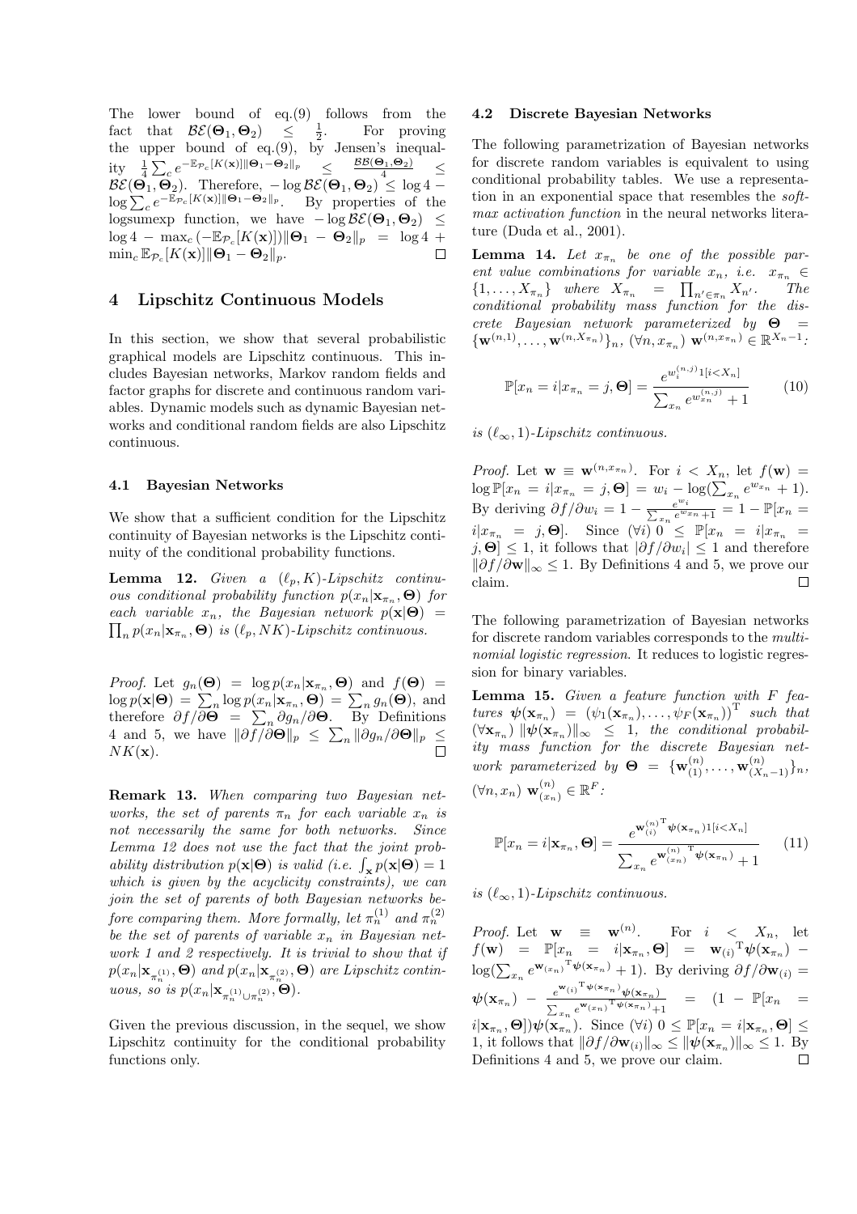The lower bound of eq.(9) follows from the fact that $\mathcal{BE}(\mathbf{\Theta}_1, \mathbf{\Theta}_2) \leq \frac{1}{2}$. For proving the upper bound of eq.(9), by Jensen's inequality $\frac{1}{4}\sum_c e^{-\mathbb{E}_{\mathcal{P}_c}[K(\mathbf{x})]\|\mathbf{\Theta}_1 - \mathbf{\Theta}_2\|_p} \leq \frac{\mathcal{BB}(\mathbf{\Theta}_1, \mathbf{\Theta}_2)}{4} \leq \mathcal{BE}(\mathbf{\Theta}_1, \mathbf{\Theta}_2)$. Therefore, $-\log \mathcal{BE}(\mathbf{\Theta}_1, \mathbf{\Theta}_2) \leq \log 4 - \log \sum_c e^{-\mathbb{E}_{\mathcal{P}_c}[K(\mathbf{x})]\|\mathbf{\Theta}_1 - \mathbf{\Theta}_2\|_p}$. By properties of the logsumexp function, we have $-\log \mathcal{BE}(\mathbf{\Theta}_1, \mathbf{\Theta}_2) \leq \log 4 - \max_c (-\mathbb{E}_{\mathcal{P}_c}[K(\mathbf{x})])\|\mathbf{\Theta}_1 - \mathbf{\Theta}_2\|_p = \log 4 + \min_c \mathbb{E}_{\mathcal{P}_c}[K(\mathbf{x})]\|\mathbf{\Theta}_1 - \mathbf{\Theta}_2\|_p$. □

## 4 Lipschitz Continuous Models

In this section, we show that several probabilistic graphical models are Lipschitz continuous. This includes Bayesian networks, Markov random fields and factor graphs for discrete and continuous random variables. Dynamic models such as dynamic Bayesian networks and conditional random fields are also Lipschitz continuous.

### 4.1 Bayesian Networks

We show that a sufficient condition for the Lipschitz continuity of Bayesian networks is the Lipschitz continuity of the conditional probability functions.

**Lemma 12.** *Given a $(\ell_p, K)$-Lipschitz continuous conditional probability function $p(x_n|\mathbf{x}_{\pi_n}, \mathbf{\Theta})$ for each variable $x_n$, the Bayesian network $p(\mathbf{x}|\mathbf{\Theta}) = \prod_n p(x_n|\mathbf{x}_{\pi_n}, \mathbf{\Theta})$ is $(\ell_p, NK)$-Lipschitz continuous.*

*Proof.* Let $g_n(\mathbf{\Theta}) = \log p(x_n|\mathbf{x}_{\pi_n}, \mathbf{\Theta})$ and $f(\mathbf{\Theta}) = \log p(\mathbf{x}|\mathbf{\Theta}) = \sum_n \log p(x_n|\mathbf{x}_{\pi_n}, \mathbf{\Theta}) = \sum_n g_n(\mathbf{\Theta})$, and therefore $\partial f/\partial \mathbf{\Theta} = \sum_n \partial g_n/\partial \mathbf{\Theta}$. By Definitions 4 and 5, we have $\|\partial f/\partial \mathbf{\Theta}\|_p \leq \sum_n \|\partial g_n/\partial \mathbf{\Theta}\|_p \leq NK(\mathbf{x})$. □

**Remark 13.** *When comparing two Bayesian networks, the set of parents $\pi_n$ for each variable $x_n$ is not necessarily the same for both networks. Since Lemma 12 does not use the fact that the joint probability distribution $p(\mathbf{x}|\mathbf{\Theta})$ is valid (i.e. $\int_{\mathbf{x}} p(\mathbf{x}|\mathbf{\Theta}) = 1$ which is given by the acyclicity constraints), we can join the set of parents of both Bayesian networks before comparing them. More formally, let $\pi_n^{(1)}$ and $\pi_n^{(2)}$ be the set of parents of variable $x_n$ in Bayesian network 1 and 2 respectively. It is trivial to show that if $p(x_n|\mathbf{x}_{\pi_n^{(1)}}, \mathbf{\Theta})$ and $p(x_n|\mathbf{x}_{\pi_n^{(2)}}, \mathbf{\Theta})$ are Lipschitz continuous, so is $p(x_n|\mathbf{x}_{\pi_n^{(1)} \cup \pi_n^{(2)}}, \mathbf{\Theta})$.*

Given the previous discussion, in the sequel, we show Lipschitz continuity for the conditional probability functions only.

### 4.2 Discrete Bayesian Networks

The following parametrization of Bayesian networks for discrete random variables is equivalent to using conditional probability tables. We use a representation in an exponential space that resembles the *softmax activation function* in the neural networks literature (Duda et al., 2001).

**Lemma 14.** *Let $x_{\pi_n}$ be one of the possible parent value combinations for variable $x_n$, i.e. $x_{\pi_n} \in \{1, \ldots, X_{\pi_n}\}$ where $X_{\pi_n} = \prod_{n' \in \pi_n} X_{n'}$. The conditional probability mass function for the discrete Bayesian network parameterized by $\mathbf{\Theta} = \{\mathbf{w}^{(n,1)}, \ldots, \mathbf{w}^{(n,X_{\pi_n})}\}_n$, $(\forall n, x_{\pi_n})$ $\mathbf{w}^{(n,x_{\pi_n})} \in \mathbb{R}^{X_n - 1}$:*

$$\mathbb{P}[x_n = i|x_{\pi_n} = j, \mathbf{\Theta}] = \frac{e^{w_i^{(n,j)} 1[i < X_n]}}{\sum_{x_n} e^{w_{x_n}^{(n,j)}} + 1} \tag{10}$$

*is $(\ell_\infty, 1)$-Lipschitz continuous.*

*Proof.* Let $\mathbf{w} \equiv \mathbf{w}^{(n,x_{\pi_n})}$. For $i < X_n$, let $f(\mathbf{w}) = \log \mathbb{P}[x_n = i|x_{\pi_n} = j, \mathbf{\Theta}] = w_i - \log(\sum_{x_n} e^{w_{x_n}} + 1)$. By deriving $\partial f/\partial w_i = 1 - \frac{e^{w_i}}{\sum_{x_n} e^{w_{x_n}} + 1} = 1 - \mathbb{P}[x_n = i|x_{\pi_n} = j, \mathbf{\Theta}]$. Since $(\forall i)$ $0 \leq \mathbb{P}[x_n = i|x_{\pi_n} = j, \mathbf{\Theta}] \leq 1$, it follows that $|\partial f/\partial w_i| \leq 1$ and therefore $\|\partial f/\partial \mathbf{w}\|_\infty \leq 1$. By Definitions 4 and 5, we prove our claim. □

The following parametrization of Bayesian networks for discrete random variables corresponds to the *multinomial logistic regression*. It reduces to logistic regression for binary variables.

**Lemma 15.** *Given a feature function with $F$ features $\boldsymbol{\psi}(\mathbf{x}_{\pi_n}) = (\psi_1(\mathbf{x}_{\pi_n}), \ldots, \psi_F(\mathbf{x}_{\pi_n}))^{\mathrm{T}}$ such that $(\forall \mathbf{x}_{\pi_n})$ $\|\boldsymbol{\psi}(\mathbf{x}_{\pi_n})\|_\infty \leq 1$, the conditional probability mass function for the discrete Bayesian network parameterized by $\mathbf{\Theta} = \{\mathbf{w}_{(1)}^{(n)}, \ldots, \mathbf{w}_{(X_n - 1)}^{(n)}\}_n$, $(\forall n, x_n)$ $\mathbf{w}_{(x_n)}^{(n)} \in \mathbb{R}^F$:*

$$\mathbb{P}[x_n = i|\mathbf{x}_{\pi_n}, \mathbf{\Theta}] = \frac{e^{\mathbf{w}_{(i)}^{(n)\mathrm{T}} \boldsymbol{\psi}(\mathbf{x}_{\pi_n}) 1[i < X_n]}}{\sum_{x_n} e^{\mathbf{w}_{(x_n)}^{(n)\mathrm{T}} \boldsymbol{\psi}(\mathbf{x}_{\pi_n})} + 1} \tag{11}$$

*is $(\ell_\infty, 1)$-Lipschitz continuous.*

*Proof.* Let $\mathbf{w} \equiv \mathbf{w}^{(n)}$. For $i < X_n$, let $f(\mathbf{w}) = \mathbb{P}[x_n = i|\mathbf{x}_{\pi_n}, \mathbf{\Theta}] = \mathbf{w}_{(i)}{}^{\mathrm{T}}\boldsymbol{\psi}(\mathbf{x}_{\pi_n}) - \log(\sum_{x_n} e^{\mathbf{w}_{(x_n)}{}^{\mathrm{T}}\boldsymbol{\psi}(\mathbf{x}_{\pi_n})} + 1)$. By deriving $\partial f/\partial \mathbf{w}_{(i)} = \boldsymbol{\psi}(\mathbf{x}_{\pi_n}) - \frac{e^{\mathbf{w}_{(i)}{}^{\mathrm{T}}\boldsymbol{\psi}(\mathbf{x}_{\pi_n})}\boldsymbol{\psi}(\mathbf{x}_{\pi_n})}{\sum_{x_n} e^{\mathbf{w}_{(x_n)}{}^{\mathrm{T}}\boldsymbol{\psi}(\mathbf{x}_{\pi_n})} + 1} = (1 - \mathbb{P}[x_n = i|\mathbf{x}_{\pi_n}, \mathbf{\Theta}])\boldsymbol{\psi}(\mathbf{x}_{\pi_n})$. Since $(\forall i)$ $0 \leq \mathbb{P}[x_n = i|\mathbf{x}_{\pi_n}, \mathbf{\Theta}] \leq 1$, it follows that $\|\partial f/\partial \mathbf{w}_{(i)}\|_\infty \leq \|\boldsymbol{\psi}(\mathbf{x}_{\pi_n})\|_\infty \leq 1$. By Definitions 4 and 5, we prove our claim. □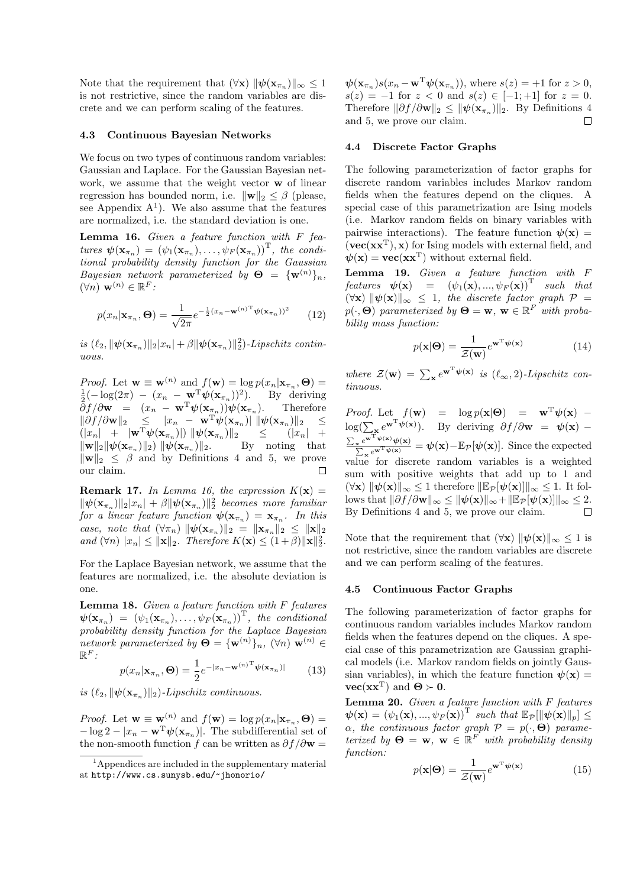Note that the requirement that $(\forall \mathbf{x})\ \|\boldsymbol{\psi}(\mathbf{x}_{\pi_n})\|_\infty \leq 1$ is not restrictive, since the random variables are discrete and we can perform scaling of the features.

### 4.3 Continuous Bayesian Networks

We focus on two types of continuous random variables: Gaussian and Laplace. For the Gaussian Bayesian network, we assume that the weight vector $\mathbf{w}$ of linear regression has bounded norm, i.e. $\|\mathbf{w}\|_2 \leq \beta$ (please, see Appendix A[1]). We also assume that the features are normalized, i.e. the standard deviation is one.

**Lemma 16.** *Given a feature function with $F$ features $\boldsymbol{\psi}(\mathbf{x}_{\pi_n}) = (\psi_1(\mathbf{x}_{\pi_n}), \ldots, \psi_F(\mathbf{x}_{\pi_n}))^{\mathrm{T}}$, the conditional probability density function for the Gaussian Bayesian network parameterized by $\boldsymbol{\Theta} = \{\mathbf{w}^{(n)}\}_n$, $(\forall n)\ \mathbf{w}^{(n)} \in \mathbb{R}^F$:*

$$p(x_n|\mathbf{x}_{\pi_n}, \boldsymbol{\Theta}) = \frac{1}{\sqrt{2\pi}} e^{-\frac{1}{2}(x_n - \mathbf{w}^{(n)\mathrm{T}}\boldsymbol{\psi}(\mathbf{x}_{\pi_n}))^2} \tag{12}$$

*is $(\ell_2, \|\boldsymbol{\psi}(\mathbf{x}_{\pi_n})\|_2|x_n| + \beta\|\boldsymbol{\psi}(\mathbf{x}_{\pi_n})\|_2^2)$-Lipschitz continuous.*

*Proof.* Let $\mathbf{w} \equiv \mathbf{w}^{(n)}$ and $f(\mathbf{w}) = \log p(x_n|\mathbf{x}_{\pi_n}, \boldsymbol{\Theta}) = \frac{1}{2}(-\log(2\pi) - (x_n - \mathbf{w}^{\mathrm{T}}\boldsymbol{\psi}(\mathbf{x}_{\pi_n}))^2)$. By deriving $\partial f/\partial\mathbf{w} = (x_n - \mathbf{w}^{\mathrm{T}}\boldsymbol{\psi}(\mathbf{x}_{\pi_n}))\boldsymbol{\psi}(\mathbf{x}_{\pi_n})$. Therefore $\|\partial f/\partial\mathbf{w}\|_2 \leq |x_n - \mathbf{w}^{\mathrm{T}}\boldsymbol{\psi}(\mathbf{x}_{\pi_n})|\ \|\boldsymbol{\psi}(\mathbf{x}_{\pi_n})\|_2 \leq (|x_n| + |\mathbf{w}^{\mathrm{T}}\boldsymbol{\psi}(\mathbf{x}_{\pi_n})|)\ \|\boldsymbol{\psi}(\mathbf{x}_{\pi_n})\|_2 \leq (|x_n| + \|\mathbf{w}\|_2\|\boldsymbol{\psi}(\mathbf{x}_{\pi_n})\|_2)\ \|\boldsymbol{\psi}(\mathbf{x}_{\pi_n})\|_2$. By noting that $\|\mathbf{w}\|_2 \leq \beta$ and by Definitions 4 and 5, we prove our claim. $\square$

**Remark 17.** *In Lemma 16, the expression $K(\mathbf{x}) = \|\boldsymbol{\psi}(\mathbf{x}_{\pi_n})\|_2|x_n| + \beta\|\boldsymbol{\psi}(\mathbf{x}_{\pi_n})\|_2^2$ becomes more familiar for a linear feature function $\boldsymbol{\psi}(\mathbf{x}_{\pi_n}) = \mathbf{x}_{\pi_n}$. In this case, note that $(\forall \pi_n)\ \|\boldsymbol{\psi}(\mathbf{x}_{\pi_n})\|_2 = \|\mathbf{x}_{\pi_n}\|_2 \leq \|\mathbf{x}\|_2$ and $(\forall n)\ |x_n| \leq \|\mathbf{x}\|_2$. Therefore $K(\mathbf{x}) \leq (1+\beta)\|\mathbf{x}\|_2^2$.*

For the Laplace Bayesian network, we assume that the features are normalized, i.e. the absolute deviation is one.

**Lemma 18.** *Given a feature function with $F$ features $\boldsymbol{\psi}(\mathbf{x}_{\pi_n}) = (\psi_1(\mathbf{x}_{\pi_n}), \ldots, \psi_F(\mathbf{x}_{\pi_n}))^{\mathrm{T}}$, the conditional probability density function for the Laplace Bayesian network parameterized by $\boldsymbol{\Theta} = \{\mathbf{w}^{(n)}\}_n$, $(\forall n)\ \mathbf{w}^{(n)} \in \mathbb{R}^F$:*

$$p(x_n|\mathbf{x}_{\pi_n}, \boldsymbol{\Theta}) = \frac{1}{2} e^{-|x_n - \mathbf{w}^{(n)\mathrm{T}}\boldsymbol{\psi}(\mathbf{x}_{\pi_n})|} \tag{13}$$

*is $(\ell_2, \|\boldsymbol{\psi}(\mathbf{x}_{\pi_n})\|_2)$-Lipschitz continuous.*

*Proof.* Let $\mathbf{w} \equiv \mathbf{w}^{(n)}$ and $f(\mathbf{w}) = \log p(x_n|\mathbf{x}_{\pi_n}, \boldsymbol{\Theta}) = -\log 2 - |x_n - \mathbf{w}^{\mathrm{T}}\boldsymbol{\psi}(\mathbf{x}_{\pi_n})|$. The subdifferential set of the non-smooth function $f$ can be written as $\partial f/\partial\mathbf{w} = \boldsymbol{\psi}(\mathbf{x}_{\pi_n})s(x_n - \mathbf{w}^{\mathrm{T}}\boldsymbol{\psi}(\mathbf{x}_{\pi_n}))$, where $s(z) = +1$ for $z > 0$, $s(z) = -1$ for $z < 0$ and $s(z) \in [-1;+1]$ for $z = 0$. Therefore $\|\partial f/\partial\mathbf{w}\|_2 \leq \|\boldsymbol{\psi}(\mathbf{x}_{\pi_n})\|_2$. By Definitions 4 and 5, we prove our claim. $\square$

### 4.4 Discrete Factor Graphs

The following parameterization of factor graphs for discrete random variables includes Markov random fields when the features depend on the cliques. A special case of this parametrization are Ising models (i.e. Markov random fields on binary variables with pairwise interactions). The feature function $\boldsymbol{\psi}(\mathbf{x}) = (\mathbf{vec}(\mathbf{x}\mathbf{x}^{\mathrm{T}}), \mathbf{x})$ for Ising models with external field, and $\boldsymbol{\psi}(\mathbf{x}) = \mathbf{vec}(\mathbf{x}\mathbf{x}^{\mathrm{T}})$ without external field.

**Lemma 19.** *Given a feature function with $F$ features $\boldsymbol{\psi}(\mathbf{x}) = (\psi_1(\mathbf{x}), ..., \psi_F(\mathbf{x}))^{\mathrm{T}}$ such that $(\forall \mathbf{x})\ \|\boldsymbol{\psi}(\mathbf{x})\|_\infty \leq 1$, the discrete factor graph $\mathcal{P} = p(\cdot, \boldsymbol{\Theta})$ parameterized by $\boldsymbol{\Theta} = \mathbf{w}$, $\mathbf{w} \in \mathbb{R}^F$ with probability mass function:*

$$p(\mathbf{x}|\boldsymbol{\Theta}) = \frac{1}{\mathcal{Z}(\mathbf{w})} e^{\mathbf{w}^{\mathrm{T}}\boldsymbol{\psi}(\mathbf{x})} \tag{14}$$

*where $\mathcal{Z}(\mathbf{w}) = \sum_{\mathbf{x}} e^{\mathbf{w}^{\mathrm{T}}\boldsymbol{\psi}(\mathbf{x})}$ is $(\ell_\infty, 2)$-Lipschitz continuous.*

*Proof.* Let $f(\mathbf{w}) = \log p(\mathbf{x}|\boldsymbol{\Theta}) = \mathbf{w}^{\mathrm{T}}\boldsymbol{\psi}(\mathbf{x}) - \log(\sum_{\mathbf{x}} e^{\mathbf{w}^{\mathrm{T}}\boldsymbol{\psi}(\mathbf{x})})$. By deriving $\partial f/\partial\mathbf{w} = \boldsymbol{\psi}(\mathbf{x}) - \frac{\sum_{\mathbf{x}} e^{\mathbf{w}^{\mathrm{T}}\boldsymbol{\psi}(\mathbf{x})}\boldsymbol{\psi}(\mathbf{x})}{\sum_{\mathbf{x}} e^{\mathbf{w}^{\mathrm{T}}\boldsymbol{\psi}(\mathbf{x})}} = \boldsymbol{\psi}(\mathbf{x}) - \mathbb{E}_{\mathcal{P}}[\boldsymbol{\psi}(\mathbf{x})]$. Since the expected value for discrete random variables is a weighted sum with positive weights that add up to 1 and $(\forall \mathbf{x})\ \|\boldsymbol{\psi}(\mathbf{x})\|_\infty \leq 1$ therefore $\|\mathbb{E}_{\mathcal{P}}[\boldsymbol{\psi}(\mathbf{x})]\|_\infty \leq 1$. It follows that $\|\partial f/\partial\mathbf{w}\|_\infty \leq \|\boldsymbol{\psi}(\mathbf{x})\|_\infty + \|\mathbb{E}_{\mathcal{P}}[\boldsymbol{\psi}(\mathbf{x})]\|_\infty \leq 2$. By Definitions 4 and 5, we prove our claim. $\square$

Note that the requirement that $(\forall \mathbf{x})\ \|\boldsymbol{\psi}(\mathbf{x})\|_\infty \leq 1$ is not restrictive, since the random variables are discrete and we can perform scaling of the features.

### 4.5 Continuous Factor Graphs

The following parameterization of factor graphs for continuous random variables includes Markov random fields when the features depend on the cliques. A special case of this parametrization are Gaussian graphical models (i.e. Markov random fields on jointly Gaussian variables), in which the feature function $\boldsymbol{\psi}(\mathbf{x}) = \mathbf{vec}(\mathbf{x}\mathbf{x}^{\mathrm{T}})$ and $\boldsymbol{\Theta} \succ \mathbf{0}$.

**Lemma 20.** *Given a feature function with $F$ features $\boldsymbol{\psi}(\mathbf{x}) = (\psi_1(\mathbf{x}), ..., \psi_F(\mathbf{x}))^{\mathrm{T}}$ such that $\mathbb{E}_{\mathcal{P}}[\|\boldsymbol{\psi}(\mathbf{x})\|_p] \leq \alpha$, the continuous factor graph $\mathcal{P} = p(\cdot, \boldsymbol{\Theta})$ parameterized by $\boldsymbol{\Theta} = \mathbf{w}$, $\mathbf{w} \in \mathbb{R}^F$ with probability density function:*

$$p(\mathbf{x}|\boldsymbol{\Theta}) = \frac{1}{\mathcal{Z}(\mathbf{w})} e^{\mathbf{w}^{\mathrm{T}}\boldsymbol{\psi}(\mathbf{x})} \tag{15}$$

[1] Appendices are included in the supplementary material at http://www.cs.sunysb.edu/~jhonorio/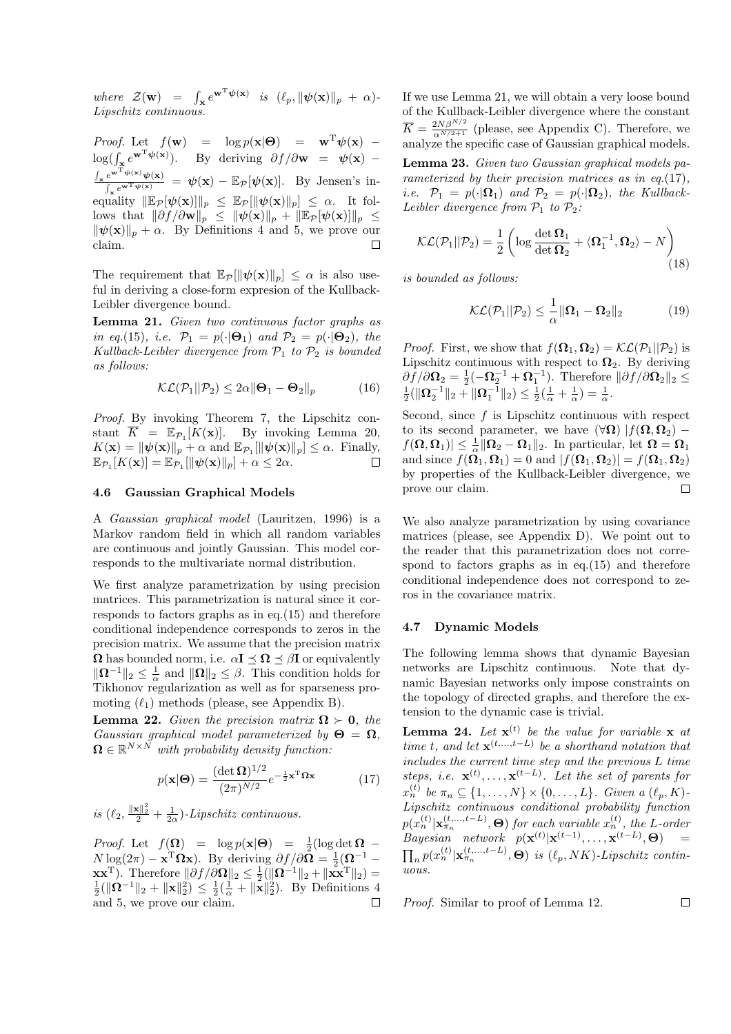*where* $\mathcal{Z}(\mathbf{w}) = \int_{\mathbf{x}} e^{\mathbf{w}^{\mathrm{T}}\boldsymbol{\psi}(\mathbf{x})}$ *is* $(\ell_p, \|\boldsymbol{\psi}(\mathbf{x})\|_p + \alpha)$*-Lipschitz continuous.*

*Proof.* Let $f(\mathbf{w}) = \log p(\mathbf{x}|\boldsymbol{\Theta}) = \mathbf{w}^{\mathrm{T}}\boldsymbol{\psi}(\mathbf{x}) - \log(\int_{\mathbf{x}} e^{\mathbf{w}^{\mathrm{T}}\boldsymbol{\psi}(\mathbf{x})})$. By deriving $\partial f/\partial \mathbf{w} = \boldsymbol{\psi}(\mathbf{x}) - \frac{\int_{\mathbf{x}} e^{\mathbf{w}^{\mathrm{T}}\boldsymbol{\psi}(\mathbf{x})}\boldsymbol{\psi}(\mathbf{x})}{\int_{\mathbf{x}} e^{\mathbf{w}^{\mathrm{T}}\boldsymbol{\psi}(\mathbf{x})}} = \boldsymbol{\psi}(\mathbf{x}) - \mathbb{E}_{\mathcal{P}}[\boldsymbol{\psi}(\mathbf{x})]$. By Jensen's inequality $\|\mathbb{E}_{\mathcal{P}}[\boldsymbol{\psi}(\mathbf{x})]\|_p \leq \mathbb{E}_{\mathcal{P}}[\|\boldsymbol{\psi}(\mathbf{x})\|_p] \leq \alpha$. It follows that $\|\partial f/\partial \mathbf{w}\|_p \leq \|\boldsymbol{\psi}(\mathbf{x})\|_p + \|\mathbb{E}_{\mathcal{P}}[\boldsymbol{\psi}(\mathbf{x})]\|_p \leq \|\boldsymbol{\psi}(\mathbf{x})\|_p + \alpha$. By Definitions 4 and 5, we prove our claim. ◻

The requirement that $\mathbb{E}_{\mathcal{P}}[\|\boldsymbol{\psi}(\mathbf{x})\|_p] \leq \alpha$ is also useful in deriving a close-form expresion of the Kullback-Leibler divergence bound.

**Lemma 21.** *Given two continuous factor graphs as in eq.(15), i.e.* $\mathcal{P}_1 = p(\cdot|\boldsymbol{\Theta}_1)$ *and* $\mathcal{P}_2 = p(\cdot|\boldsymbol{\Theta}_2)$*, the Kullback-Leibler divergence from* $\mathcal{P}_1$ *to* $\mathcal{P}_2$ *is bounded as follows:*

$$\mathcal{KL}(\mathcal{P}_1||\mathcal{P}_2) \leq 2\alpha\|\boldsymbol{\Theta}_1 - \boldsymbol{\Theta}_2\|_p \tag{16}$$

*Proof.* By invoking Theorem 7, the Lipschitz constant $\overline{K} = \mathbb{E}_{\mathcal{P}_1}[K(\mathbf{x})]$. By invoking Lemma 20, $K(\mathbf{x}) = \|\boldsymbol{\psi}(\mathbf{x})\|_p + \alpha$ and $\mathbb{E}_{\mathcal{P}_1}[\|\boldsymbol{\psi}(\mathbf{x})\|_p] \leq \alpha$. Finally, $\mathbb{E}_{\mathcal{P}_1}[K(\mathbf{x})] = \mathbb{E}_{\mathcal{P}_1}[\|\boldsymbol{\psi}(\mathbf{x})\|_p] + \alpha \leq 2\alpha$. ◻

### 4.6 Gaussian Graphical Models

A *Gaussian graphical model* (Lauritzen, 1996) is a Markov random field in which all random variables are continuous and jointly Gaussian. This model corresponds to the multivariate normal distribution.

We first analyze parametrization by using precision matrices. This parametrization is natural since it corresponds to factors graphs as in eq.(15) and therefore conditional independence corresponds to zeros in the precision matrix. We assume that the precision matrix $\boldsymbol{\Omega}$ has bounded norm, i.e. $\alpha\mathbf{I} \preceq \boldsymbol{\Omega} \preceq \beta\mathbf{I}$ or equivalently $\|\boldsymbol{\Omega}^{-1}\|_2 \leq \frac{1}{\alpha}$ and $\|\boldsymbol{\Omega}\|_2 \leq \beta$. This condition holds for Tikhonov regularization as well as for sparseness promoting ($\ell_1$) methods (please, see Appendix B).

**Lemma 22.** *Given the precision matrix* $\boldsymbol{\Omega} \succ \mathbf{0}$*, the Gaussian graphical model parameterized by* $\boldsymbol{\Theta} = \boldsymbol{\Omega}$*,* $\boldsymbol{\Omega} \in \mathbb{R}^{N\times N}$ *with probability density function:*

$$p(\mathbf{x}|\boldsymbol{\Theta}) = \frac{(\det \boldsymbol{\Omega})^{1/2}}{(2\pi)^{N/2}} e^{-\frac{1}{2}\mathbf{x}^{\mathrm{T}}\boldsymbol{\Omega}\mathbf{x}} \tag{17}$$

*is* $(\ell_2, \frac{\|\mathbf{x}\|_2^2}{2} + \frac{1}{2\alpha})$*-Lipschitz continuous.*

*Proof.* Let $f(\boldsymbol{\Omega}) = \log p(\mathbf{x}|\boldsymbol{\Theta}) = \frac{1}{2}(\log\det\boldsymbol{\Omega} - N\log(2\pi) - \mathbf{x}^{\mathrm{T}}\boldsymbol{\Omega}\mathbf{x})$. By deriving $\partial f/\partial \boldsymbol{\Omega} = \frac{1}{2}(\boldsymbol{\Omega}^{-1} - \mathbf{x}\mathbf{x}^{\mathrm{T}})$. Therefore $\|\partial f/\partial \boldsymbol{\Omega}\|_2 \leq \frac{1}{2}(\|\boldsymbol{\Omega}^{-1}\|_2 + \|\mathbf{x}\mathbf{x}^{\mathrm{T}}\|_2) = \frac{1}{2}(\|\boldsymbol{\Omega}^{-1}\|_2 + \|\mathbf{x}\|_2^2) \leq \frac{1}{2}(\frac{1}{\alpha} + \|\mathbf{x}\|_2^2)$. By Definitions 4 and 5, we prove our claim. ◻

If we use Lemma 21, we will obtain a very loose bound of the Kullback-Leibler divergence where the constant $\overline{K} = \frac{2N\beta^{N/2}}{\alpha^{N/2+1}}$ (please, see Appendix C). Therefore, we analyze the specific case of Gaussian graphical models.

**Lemma 23.** *Given two Gaussian graphical models parameterized by their precision matrices as in eq.(17), i.e.* $\mathcal{P}_1 = p(\cdot|\boldsymbol{\Omega}_1)$ *and* $\mathcal{P}_2 = p(\cdot|\boldsymbol{\Omega}_2)$*, the Kullback-Leibler divergence from* $\mathcal{P}_1$ *to* $\mathcal{P}_2$*:*

$$\mathcal{KL}(\mathcal{P}_1||\mathcal{P}_2) = \frac{1}{2}\left(\log\frac{\det\boldsymbol{\Omega}_1}{\det\boldsymbol{\Omega}_2} + \langle\boldsymbol{\Omega}_1^{-1}, \boldsymbol{\Omega}_2\rangle - N\right) \tag{18}$$

*is bounded as follows:*

$$\mathcal{KL}(\mathcal{P}_1||\mathcal{P}_2) \leq \frac{1}{\alpha}\|\boldsymbol{\Omega}_1 - \boldsymbol{\Omega}_2\|_2 \tag{19}$$

*Proof.* First, we show that $f(\boldsymbol{\Omega}_1, \boldsymbol{\Omega}_2) = \mathcal{KL}(\mathcal{P}_1||\mathcal{P}_2)$ is Lipschitz continuous with respect to $\boldsymbol{\Omega}_2$. By deriving $\partial f/\partial \boldsymbol{\Omega}_2 = \frac{1}{2}(-\boldsymbol{\Omega}_2^{-1} + \boldsymbol{\Omega}_1^{-1})$. Therefore $\|\partial f/\partial \boldsymbol{\Omega}_2\|_2 \leq \frac{1}{2}(\|\boldsymbol{\Omega}_2^{-1}\|_2 + \|\boldsymbol{\Omega}_1^{-1}\|_2) \leq \frac{1}{2}(\frac{1}{\alpha} + \frac{1}{\alpha}) = \frac{1}{\alpha}$.

Second, since $f$ is Lipschitz continuous with respect to its second parameter, we have $(\forall\boldsymbol{\Omega})$ $|f(\boldsymbol{\Omega}, \boldsymbol{\Omega}_2) - f(\boldsymbol{\Omega}, \boldsymbol{\Omega}_1)| \leq \frac{1}{\alpha}\|\boldsymbol{\Omega}_2 - \boldsymbol{\Omega}_1\|_2$. In particular, let $\boldsymbol{\Omega} = \boldsymbol{\Omega}_1$ and since $f(\boldsymbol{\Omega}_1, \boldsymbol{\Omega}_1) = 0$ and $|f(\boldsymbol{\Omega}_1, \boldsymbol{\Omega}_2)| = f(\boldsymbol{\Omega}_1, \boldsymbol{\Omega}_2)$ by properties of the Kullback-Leibler divergence, we prove our claim. ◻

We also analyze parametrization by using covariance matrices (please, see Appendix D). We point out to the reader that this parametrization does not correspond to factors graphs as in eq.(15) and therefore conditional independence does not correspond to zeros in the covariance matrix.

### 4.7 Dynamic Models

The following lemma shows that dynamic Bayesian networks are Lipschitz continuous. Note that dynamic Bayesian networks only impose constraints on the topology of directed graphs, and therefore the extension to the dynamic case is trivial.

**Lemma 24.** *Let* $\mathbf{x}^{(t)}$ *be the value for variable* $\mathbf{x}$ *at time t, and let* $\mathbf{x}^{(t,\dots,t-L)}$ *be a shorthand notation that includes the current time step and the previous L time steps, i.e.* $\mathbf{x}^{(t)}, \dots, \mathbf{x}^{(t-L)}$*. Let the set of parents for* $x_n^{(t)}$ *be* $\pi_n \subseteq \{1, \dots, N\} \times \{0, \dots, L\}$*. Given a* $(\ell_p, K)$*-Lipschitz continuous conditional probability function* $p(x_n^{(t)}|\mathbf{x}_{\pi_n}^{(t,\dots,t-L)}, \boldsymbol{\Theta})$ *for each variable* $x_n^{(t)}$*, the L-order Bayesian network* $p(\mathbf{x}^{(t)}|\mathbf{x}^{(t-1)}, \dots, \mathbf{x}^{(t-L)}, \boldsymbol{\Theta}) = \prod_n p(x_n^{(t)}|\mathbf{x}_{\pi_n}^{(t,\dots,t-L)}, \boldsymbol{\Theta})$ *is* $(\ell_p, NK)$*-Lipschitz continuous.*

*Proof.* Similar to proof of Lemma 12. ◻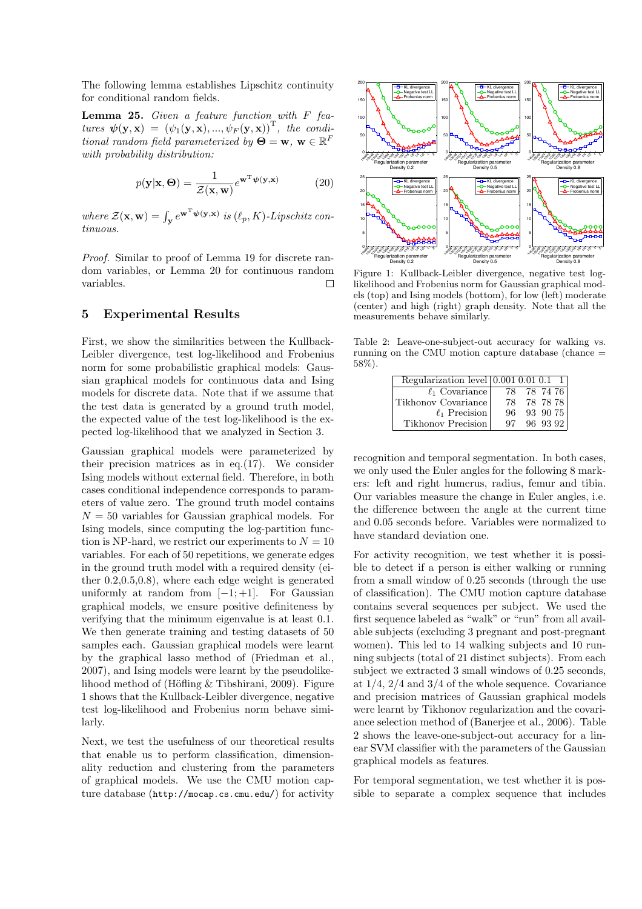The following lemma establishes Lipschitz continuity for conditional random fields.

**Lemma 25.** *Given a feature function with $F$ features $\boldsymbol{\psi}(\mathbf{y}, \mathbf{x}) = (\psi_1(\mathbf{y}, \mathbf{x}), ..., \psi_F(\mathbf{y}, \mathbf{x}))^{\mathrm{T}}$, the conditional random field parameterized by $\boldsymbol{\Theta} = \mathbf{w}$, $\mathbf{w} \in \mathbb{R}^F$ with probability distribution:*

$$p(\mathbf{y}|\mathbf{x}, \boldsymbol{\Theta}) = \frac{1}{\mathcal{Z}(\mathbf{x}, \mathbf{w})} e^{\mathbf{w}^{\mathrm{T}} \boldsymbol{\psi}(\mathbf{y}, \mathbf{x})} \tag{20}$$

*where $\mathcal{Z}(\mathbf{x}, \mathbf{w}) = \int_{\mathbf{y}} e^{\mathbf{w}^{\mathrm{T}} \boldsymbol{\psi}(\mathbf{y}, \mathbf{x})}$ is $(\ell_p, K)$-Lipschitz continuous.*

*Proof.* Similar to proof of Lemma 19 for discrete random variables, or Lemma 20 for continuous random variables. □

## 5 Experimental Results

First, we show the similarities between the Kullback-Leibler divergence, test log-likelihood and Frobenius norm for some probabilistic graphical models: Gaussian graphical models for continuous data and Ising models for discrete data. Note that if we assume that the test data is generated by a ground truth model, the expected value of the test log-likelihood is the expected log-likelihood that we analyzed in Section 3.

Gaussian graphical models were parameterized by their precision matrices as in eq.(17). We consider Ising models without external field. Therefore, in both cases conditional independence corresponds to parameters of value zero. The ground truth model contains $N = 50$ variables for Gaussian graphical models. For Ising models, since computing the log-partition function is NP-hard, we restrict our experiments to $N = 10$ variables. For each of 50 repetitions, we generate edges in the ground truth model with a required density (either 0.2,0.5,0.8), where each edge weight is generated uniformly at random from $[-1; +1]$. For Gaussian graphical models, we ensure positive definiteness by verifying that the minimum eigenvalue is at least 0.1. We then generate training and testing datasets of 50 samples each. Gaussian graphical models were learnt by the graphical lasso method of (Friedman et al., 2007), and Ising models were learnt by the pseudolikelihood method of (Höfling & Tibshirani, 2009). Figure 1 shows that the Kullback-Leibler divergence, negative test log-likelihood and Frobenius norm behave similarly.

Next, we test the usefulness of our theoretical results that enable us to perform classification, dimensionality reduction and clustering from the parameters of graphical models. We use the CMU motion capture database (`http://mocap.cs.cmu.edu/`) for activity recognition and temporal segmentation. In both cases, we only used the Euler angles for the following 8 markers: left and right humerus, radius, femur and tibia. Our variables measure the change in Euler angles, i.e. the difference between the angle at the current time and 0.05 seconds before. Variables were normalized to have standard deviation one.

Figure 1: Kullback-Leibler divergence, negative test log-likelihood and Frobenius norm for Gaussian graphical models (top) and Ising models (bottom), for low (left) moderate (center) and high (right) graph density. Note that all the measurements behave similarly.

Table 2: Leave-one-subject-out accuracy for walking vs. running on the CMU motion capture database (chance = 58%).

| Regularization level | 0.001 | 0.01 | 0.1 | 1 |
|---|---|---|---|---|
| $\ell_1$ Covariance | 78 | 78 | 74 | 76 |
| Tikhonov Covariance | 78 | 78 | 78 | 78 |
| $\ell_1$ Precision | 96 | 93 | 90 | 75 |
| Tikhonov Precision | 97 | 96 | 93 | 92 |

For activity recognition, we test whether it is possible to detect if a person is either walking or running from a small window of 0.25 seconds (through the use of classification). The CMU motion capture database contains several sequences per subject. We used the first sequence labeled as "walk" or "run" from all available subjects (excluding 3 pregnant and post-pregnant women). This led to 14 walking subjects and 10 running subjects (total of 21 distinct subjects). From each subject we extracted 3 small windows of 0.25 seconds, at 1/4, 2/4 and 3/4 of the whole sequence. Covariance and precision matrices of Gaussian graphical models were learnt by Tikhonov regularization and the covariance selection method of (Banerjee et al., 2006). Table 2 shows the leave-one-subject-out accuracy for a linear SVM classifier with the parameters of the Gaussian graphical models as features.

For temporal segmentation, we test whether it is possible to separate a complex sequence that includes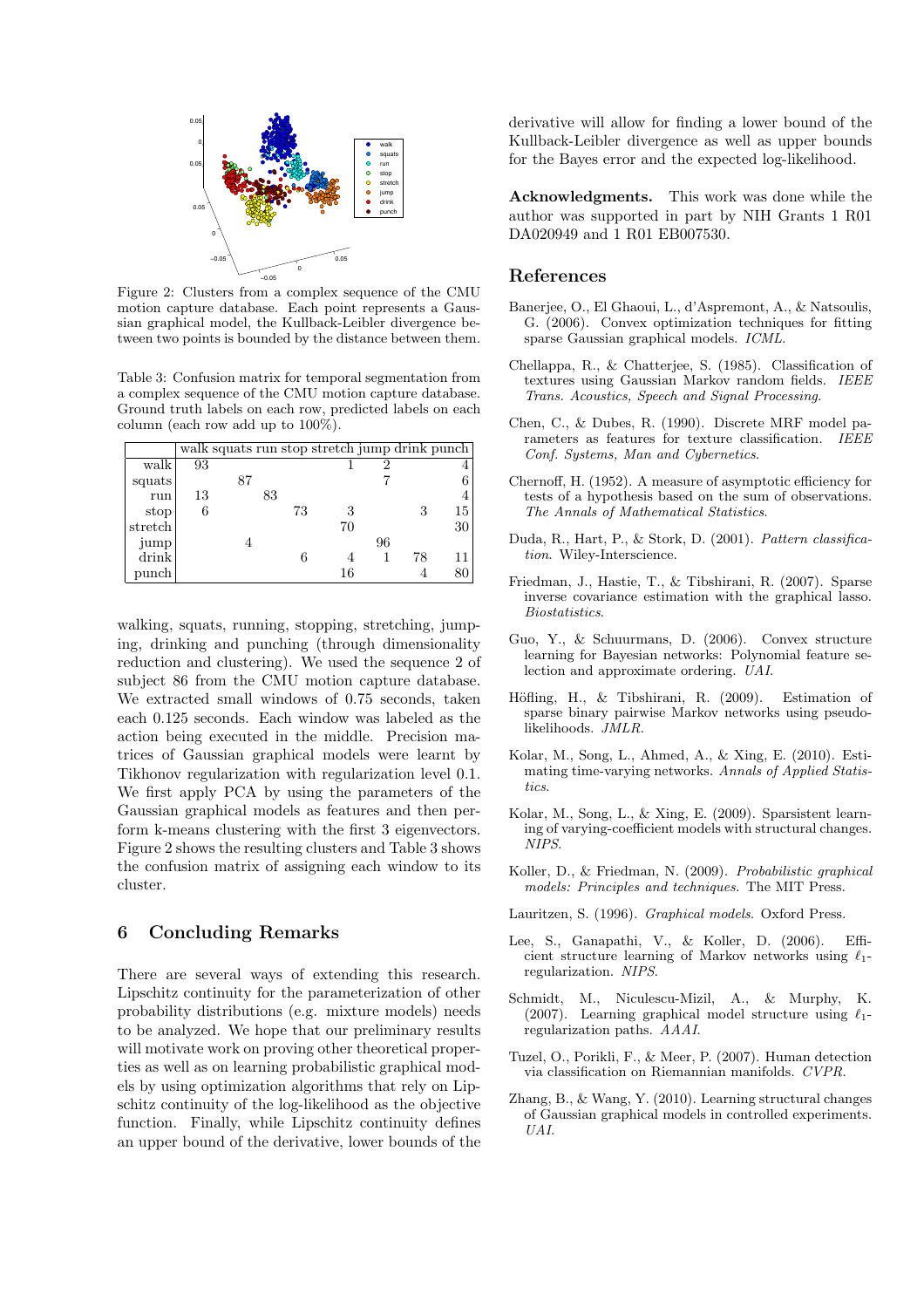0.05
0
0.05
0.05
0
−0.05
−0.05
0
0.05

walk
squats
run
stop
stretch
jump
drink
punch

Figure 2: Clusters from a complex sequence of the CMU motion capture database. Each point represents a Gaussian graphical model, the Kullback-Leibler divergence between two points is bounded by the distance between them.

Table 3: Confusion matrix for temporal segmentation from a complex sequence of the CMU motion capture database. Ground truth labels on each row, predicted labels on each column (each row add up to 100%).

| | walk | squats | run | stop | stretch | jump | drink | punch |
|---|---|---|---|---|---|---|---|---|
| walk | 93 | | | | 1 | 2 | | 4 |
| squats | | 87 | | | | 7 | | 6 |
| run | 13 | | 83 | | | | | 4 |
| stop | 6 | | | 73 | 3 | | 3 | 15 |
| stretch | | | | | 70 | | | 30 |
| jump | | 4 | | | | 96 | | |
| drink | | | | 6 | 4 | 1 | 78 | 11 |
| punch | | | | | 16 | | 4 | 80 |

walking, squats, running, stopping, stretching, jumping, drinking and punching (through dimensionality reduction and clustering). We used the sequence 2 of subject 86 from the CMU motion capture database. We extracted small windows of 0.75 seconds, taken each 0.125 seconds. Each window was labeled as the action being executed in the middle. Precision matrices of Gaussian graphical models were learnt by Tikhonov regularization with regularization level 0.1. We first apply PCA by using the parameters of the Gaussian graphical models as features and then perform k-means clustering with the first 3 eigenvectors. Figure 2 shows the resulting clusters and Table 3 shows the confusion matrix of assigning each window to its cluster.

## 6 Concluding Remarks

There are several ways of extending this research. Lipschitz continuity for the parameterization of other probability distributions (e.g. mixture models) needs to be analyzed. We hope that our preliminary results will motivate work on proving other theoretical properties as well as on learning probabilistic graphical models by using optimization algorithms that rely on Lipschitz continuity of the log-likelihood as the objective function. Finally, while Lipschitz continuity defines an upper bound of the derivative, lower bounds of the derivative will allow for finding a lower bound of the Kullback-Leibler divergence as well as upper bounds for the Bayes error and the expected log-likelihood.

**Acknowledgments.** This work was done while the author was supported in part by NIH Grants 1 R01 DA020949 and 1 R01 EB007530.

## References

Banerjee, O., El Ghaoui, L., d'Aspremont, A., & Natsoulis, G. (2006). Convex optimization techniques for fitting sparse Gaussian graphical models. *ICML*.

Chellappa, R., & Chatterjee, S. (1985). Classification of textures using Gaussian Markov random fields. *IEEE Trans. Acoustics, Speech and Signal Processing*.

Chen, C., & Dubes, R. (1990). Discrete MRF model parameters as features for texture classification. *IEEE Conf. Systems, Man and Cybernetics*.

Chernoff, H. (1952). A measure of asymptotic efficiency for tests of a hypothesis based on the sum of observations. *The Annals of Mathematical Statistics*.

Duda, R., Hart, P., & Stork, D. (2001). *Pattern classification*. Wiley-Interscience.

Friedman, J., Hastie, T., & Tibshirani, R. (2007). Sparse inverse covariance estimation with the graphical lasso. *Biostatistics*.

Guo, Y., & Schuurmans, D. (2006). Convex structure learning for Bayesian networks: Polynomial feature selection and approximate ordering. *UAI*.

Höfling, H., & Tibshirani, R. (2009). Estimation of sparse binary pairwise Markov networks using pseudo-likelihoods. *JMLR*.

Kolar, M., Song, L., Ahmed, A., & Xing, E. (2010). Estimating time-varying networks. *Annals of Applied Statistics*.

Kolar, M., Song, L., & Xing, E. (2009). Sparsistent learning of varying-coefficient models with structural changes. *NIPS*.

Koller, D., & Friedman, N. (2009). *Probabilistic graphical models: Principles and techniques*. The MIT Press.

Lauritzen, S. (1996). *Graphical models*. Oxford Press.

Lee, S., Ganapathi, V., & Koller, D. (2006). Efficient structure learning of Markov networks using $\ell_1$-regularization. *NIPS*.

Schmidt, M., Niculescu-Mizil, A., & Murphy, K. (2007). Learning graphical model structure using $\ell_1$-regularization paths. *AAAI*.

Tuzel, O., Porikli, F., & Meer, P. (2007). Human detection via classification on Riemannian manifolds. *CVPR*.

Zhang, B., & Wang, Y. (2010). Learning structural changes of Gaussian graphical models in controlled experiments. *UAI*.